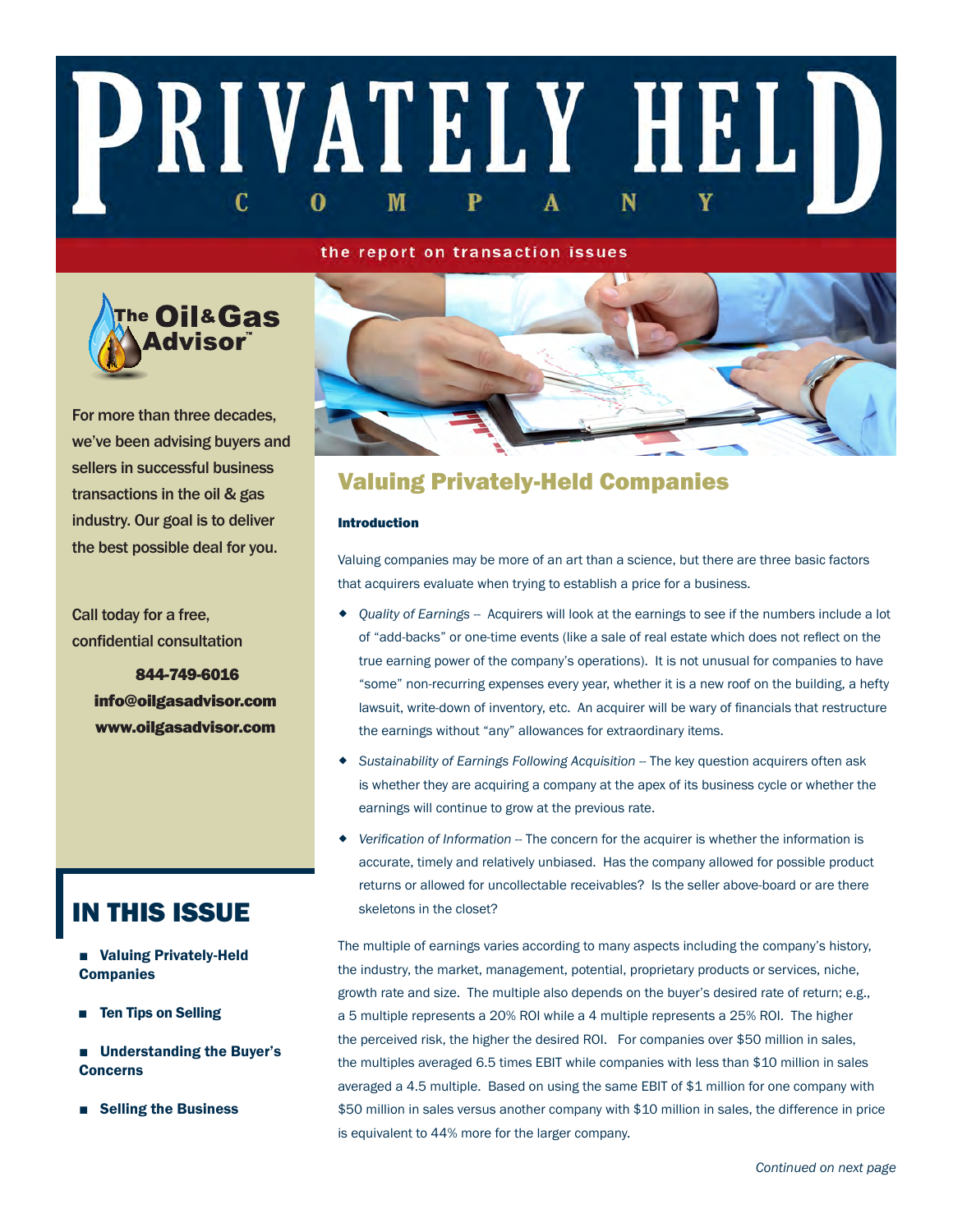# PRIVATELY HELD COMPANY

the report on transaction issues

The Oil & Gas Advisor™

For more than three decades, we've been advising buyers and sellers in successful business transactions in the oil & gas industry. Our goal is to deliver the best possible deal for you.

Call today for a free, confidential consultation

**844-749-6016**
**info@oilgasadvisor.com**
**www.oilgasadvisor.com**

## IN THIS ISSUE

- **Valuing Privately-Held Companies**
- **Ten Tips on Selling**
- **Understanding the Buyer's Concerns**
- **Selling the Business**

## Valuing Privately-Held Companies

### Introduction

Valuing companies may be more of an art than a science, but there are three basic factors that acquirers evaluate when trying to establish a price for a business.

- *Quality of Earnings* -- Acquirers will look at the earnings to see if the numbers include a lot of "add-backs" or one-time events (like a sale of real estate which does not reflect on the true earning power of the company's operations). It is not unusual for companies to have "some" non-recurring expenses every year, whether it is a new roof on the building, a hefty lawsuit, write-down of inventory, etc. An acquirer will be wary of financials that restructure the earnings without "any" allowances for extraordinary items.
- *Sustainability of Earnings Following Acquisition* -- The key question acquirers often ask is whether they are acquiring a company at the apex of its business cycle or whether the earnings will continue to grow at the previous rate.
- *Verification of Information* -- The concern for the acquirer is whether the information is accurate, timely and relatively unbiased. Has the company allowed for possible product returns or allowed for uncollectable receivables? Is the seller above-board or are there skeletons in the closet?

The multiple of earnings varies according to many aspects including the company's history, the industry, the market, management, potential, proprietary products or services, niche, growth rate and size. The multiple also depends on the buyer's desired rate of return; e.g., a 5 multiple represents a 20% ROI while a 4 multiple represents a 25% ROI. The higher the perceived risk, the higher the desired ROI. For companies over $50 million in sales, the multiples averaged 6.5 times EBIT while companies with less than $10 million in sales averaged a 4.5 multiple. Based on using the same EBIT of $1 million for one company with $50 million in sales versus another company with $10 million in sales, the difference in price is equivalent to 44% more for the larger company.

*Continued on next page*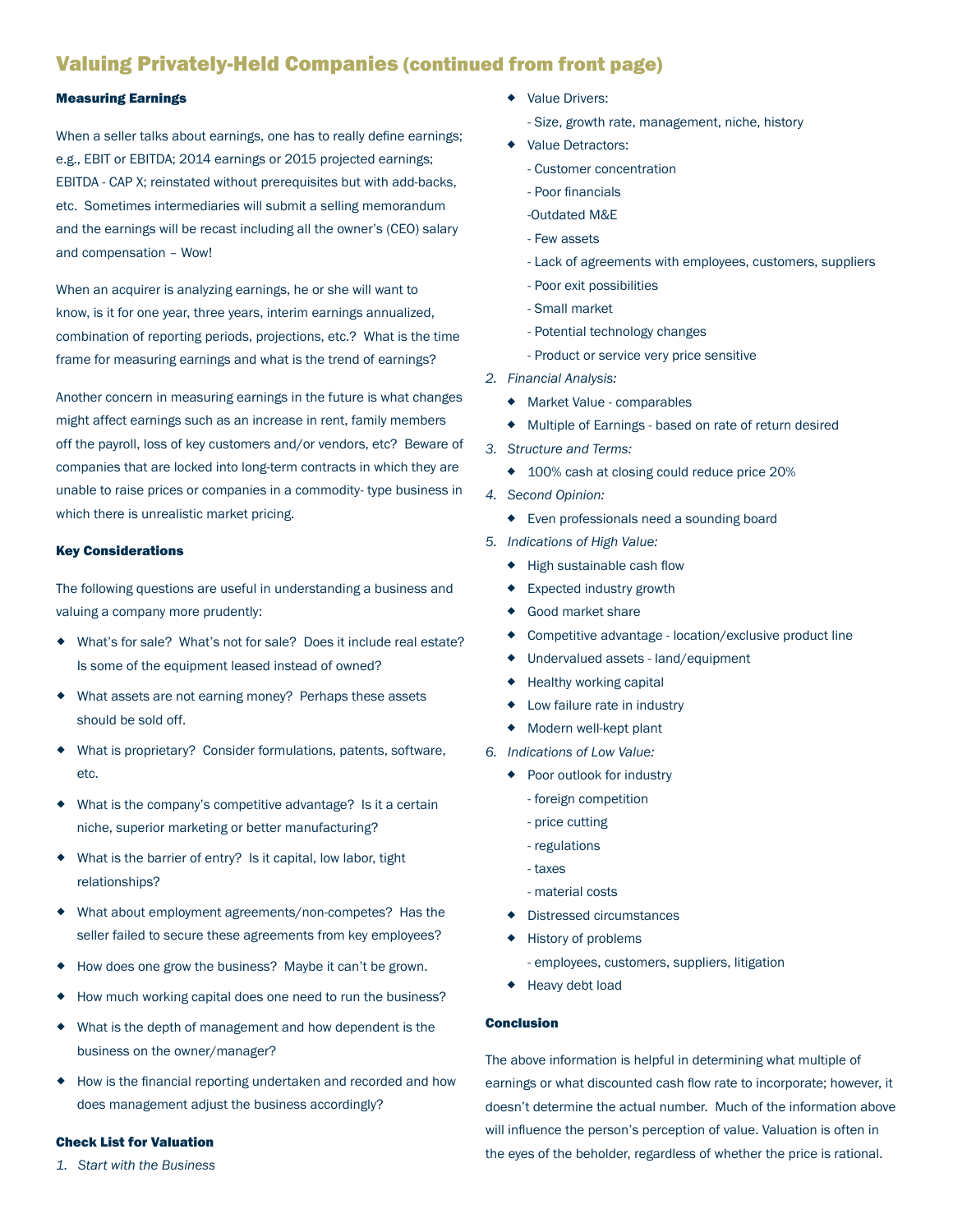## Valuing Privately-Held Companies (continued from front page)

### Measuring Earnings

When a seller talks about earnings, one has to really define earnings; e.g., EBIT or EBITDA; 2014 earnings or 2015 projected earnings; EBITDA - CAP X; reinstated without prerequisites but with add-backs, etc. Sometimes intermediaries will submit a selling memorandum and the earnings will be recast including all the owner's (CEO) salary and compensation – Wow!

When an acquirer is analyzing earnings, he or she will want to know, is it for one year, three years, interim earnings annualized, combination of reporting periods, projections, etc.? What is the time frame for measuring earnings and what is the trend of earnings?

Another concern in measuring earnings in the future is what changes might affect earnings such as an increase in rent, family members off the payroll, loss of key customers and/or vendors, etc? Beware of companies that are locked into long-term contracts in which they are unable to raise prices or companies in a commodity- type business in which there is unrealistic market pricing.

### Key Considerations

The following questions are useful in understanding a business and valuing a company more prudently:

- What's for sale? What's not for sale? Does it include real estate? Is some of the equipment leased instead of owned?
- What assets are not earning money? Perhaps these assets should be sold off.
- What is proprietary? Consider formulations, patents, software, etc.
- What is the company's competitive advantage? Is it a certain niche, superior marketing or better manufacturing?
- What is the barrier of entry? Is it capital, low labor, tight relationships?
- What about employment agreements/non-competes? Has the seller failed to secure these agreements from key employees?
- How does one grow the business? Maybe it can't be grown.
- How much working capital does one need to run the business?
- What is the depth of management and how dependent is the business on the owner/manager?
- How is the financial reporting undertaken and recorded and how does management adjust the business accordingly?

### Check List for Valuation

1. *Start with the Business*
   - Value Drivers:
     - Size, growth rate, management, niche, history
   - Value Detractors:
     - Customer concentration
     - Poor financials
     - Outdated M&E
     - Few assets
     - Lack of agreements with employees, customers, suppliers
     - Poor exit possibilities
     - Small market
     - Potential technology changes
     - Product or service very price sensitive
2. *Financial Analysis:*
   - Market Value - comparables
   - Multiple of Earnings - based on rate of return desired
3. *Structure and Terms:*
   - 100% cash at closing could reduce price 20%
4. *Second Opinion:*
   - Even professionals need a sounding board
5. *Indications of High Value:*
   - High sustainable cash flow
   - Expected industry growth
   - Good market share
   - Competitive advantage - location/exclusive product line
   - Undervalued assets - land/equipment
   - Healthy working capital
   - Low failure rate in industry
   - Modern well-kept plant
6. *Indications of Low Value:*
   - Poor outlook for industry
     - foreign competition
     - price cutting
     - regulations
     - taxes
     - material costs
   - Distressed circumstances
   - History of problems
     - employees, customers, suppliers, litigation
   - Heavy debt load

### Conclusion

The above information is helpful in determining what multiple of earnings or what discounted cash flow rate to incorporate; however, it doesn't determine the actual number. Much of the information above will influence the person's perception of value. Valuation is often in the eyes of the beholder, regardless of whether the price is rational.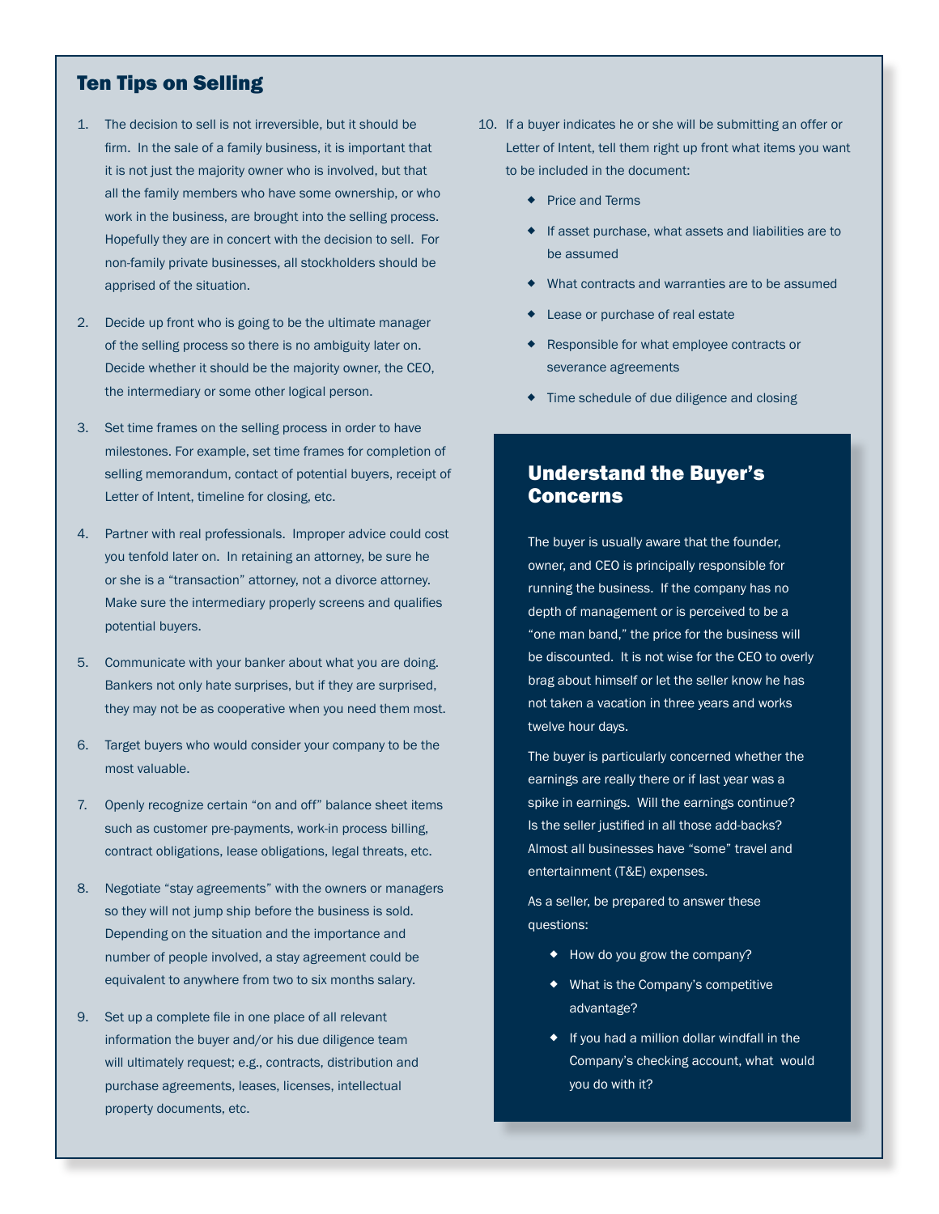## Ten Tips on Selling

1. The decision to sell is not irreversible, but it should be firm. In the sale of a family business, it is important that it is not just the majority owner who is involved, but that all the family members who have some ownership, or who work in the business, are brought into the selling process. Hopefully they are in concert with the decision to sell. For non-family private businesses, all stockholders should be apprised of the situation.

2. Decide up front who is going to be the ultimate manager of the selling process so there is no ambiguity later on. Decide whether it should be the majority owner, the CEO, the intermediary or some other logical person.

3. Set time frames on the selling process in order to have milestones. For example, set time frames for completion of selling memorandum, contact of potential buyers, receipt of Letter of Intent, timeline for closing, etc.

4. Partner with real professionals. Improper advice could cost you tenfold later on. In retaining an attorney, be sure he or she is a "transaction" attorney, not a divorce attorney. Make sure the intermediary properly screens and qualifies potential buyers.

5. Communicate with your banker about what you are doing. Bankers not only hate surprises, but if they are surprised, they may not be as cooperative when you need them most.

6. Target buyers who would consider your company to be the most valuable.

7. Openly recognize certain "on and off" balance sheet items such as customer pre-payments, work-in process billing, contract obligations, lease obligations, legal threats, etc.

8. Negotiate "stay agreements" with the owners or managers so they will not jump ship before the business is sold. Depending on the situation and the importance and number of people involved, a stay agreement could be equivalent to anywhere from two to six months salary.

9. Set up a complete file in one place of all relevant information the buyer and/or his due diligence team will ultimately request; e.g., contracts, distribution and purchase agreements, leases, licenses, intellectual property documents, etc.

10. If a buyer indicates he or she will be submitting an offer or Letter of Intent, tell them right up front what items you want to be included in the document:
    - Price and Terms
    - If asset purchase, what assets and liabilities are to be assumed
    - What contracts and warranties are to be assumed
    - Lease or purchase of real estate
    - Responsible for what employee contracts or severance agreements
    - Time schedule of due diligence and closing

## Understand the Buyer's Concerns

The buyer is usually aware that the founder, owner, and CEO is principally responsible for running the business. If the company has no depth of management or is perceived to be a "one man band," the price for the business will be discounted. It is not wise for the CEO to overly brag about himself or let the seller know he has not taken a vacation in three years and works twelve hour days.

The buyer is particularly concerned whether the earnings are really there or if last year was a spike in earnings. Will the earnings continue? Is the seller justified in all those add-backs? Almost all businesses have "some" travel and entertainment (T&E) expenses.

As a seller, be prepared to answer these questions:

- How do you grow the company?
- What is the Company's competitive advantage?
- If you had a million dollar windfall in the Company's checking account, what would you do with it?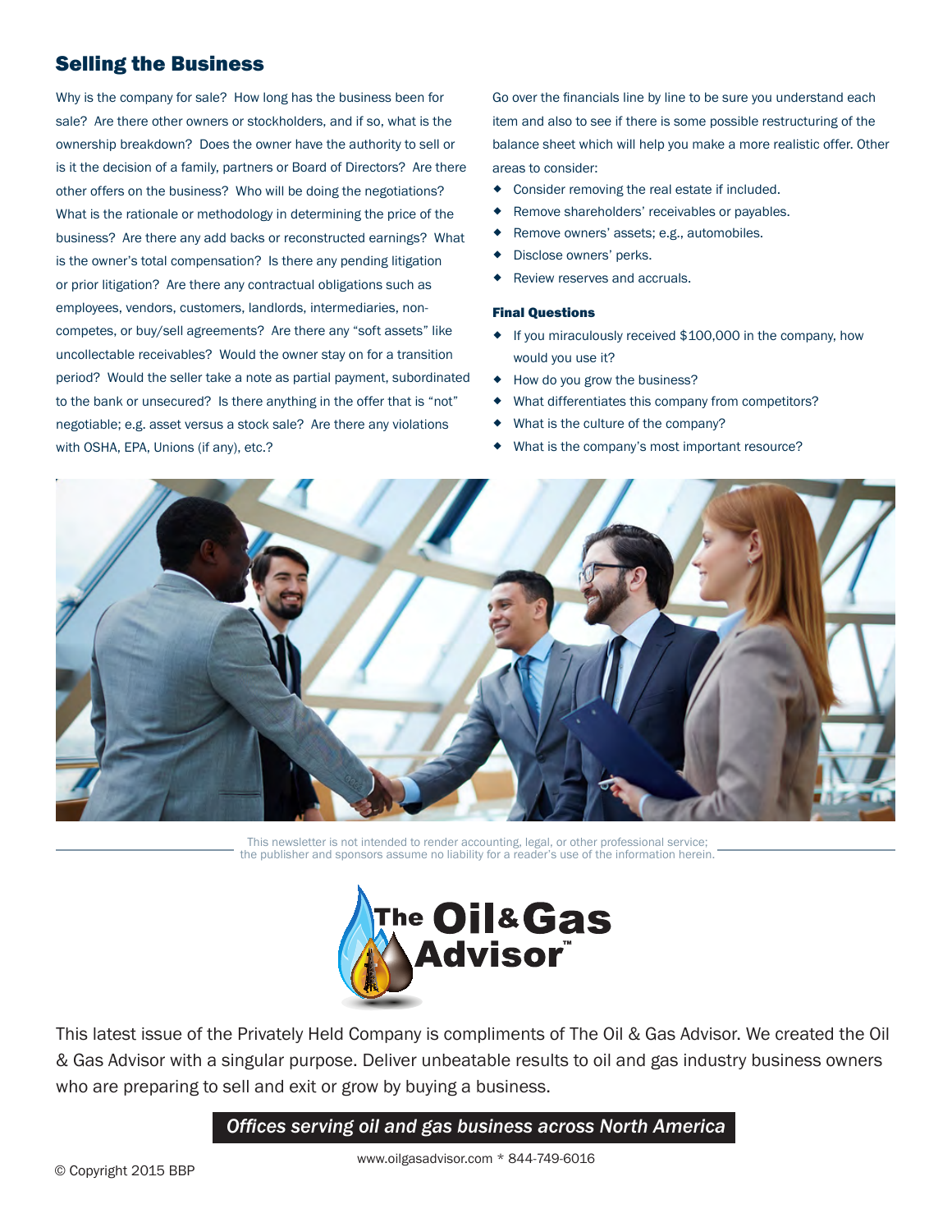## Selling the Business

Why is the company for sale? How long has the business been for sale? Are there other owners or stockholders, and if so, what is the ownership breakdown? Does the owner have the authority to sell or is it the decision of a family, partners or Board of Directors? Are there other offers on the business? Who will be doing the negotiations? What is the rationale or methodology in determining the price of the business? Are there any add backs or reconstructed earnings? What is the owner's total compensation? Is there any pending litigation or prior litigation? Are there any contractual obligations such as employees, vendors, customers, landlords, intermediaries, non-competes, or buy/sell agreements? Are there any "soft assets" like uncollectable receivables? Would the owner stay on for a transition period? Would the seller take a note as partial payment, subordinated to the bank or unsecured? Is there anything in the offer that is "not" negotiable; e.g. asset versus a stock sale? Are there any violations with OSHA, EPA, Unions (if any), etc.?

Go over the financials line by line to be sure you understand each item and also to see if there is some possible restructuring of the balance sheet which will help you make a more realistic offer. Other areas to consider:

- Consider removing the real estate if included.
- Remove shareholders' receivables or payables.
- Remove owners' assets; e.g., automobiles.
- Disclose owners' perks.
- Review reserves and accruals.

### Final Questions

- If you miraculously received $100,000 in the company, how would you use it?
- How do you grow the business?
- What differentiates this company from competitors?
- What is the culture of the company?
- What is the company's most important resource?

This newsletter is not intended to render accounting, legal, or other professional service; the publisher and sponsors assume no liability for a reader's use of the information herein.

The Oil & Gas Advisor™

This latest issue of the Privately Held Company is compliments of The Oil & Gas Advisor. We created the Oil & Gas Advisor with a singular purpose. Deliver unbeatable results to oil and gas industry business owners who are preparing to sell and exit or grow by buying a business.

*Offices serving oil and gas business across North America*

www.oilgasadvisor.com * 844-749-6016

© Copyright 2015 BBP